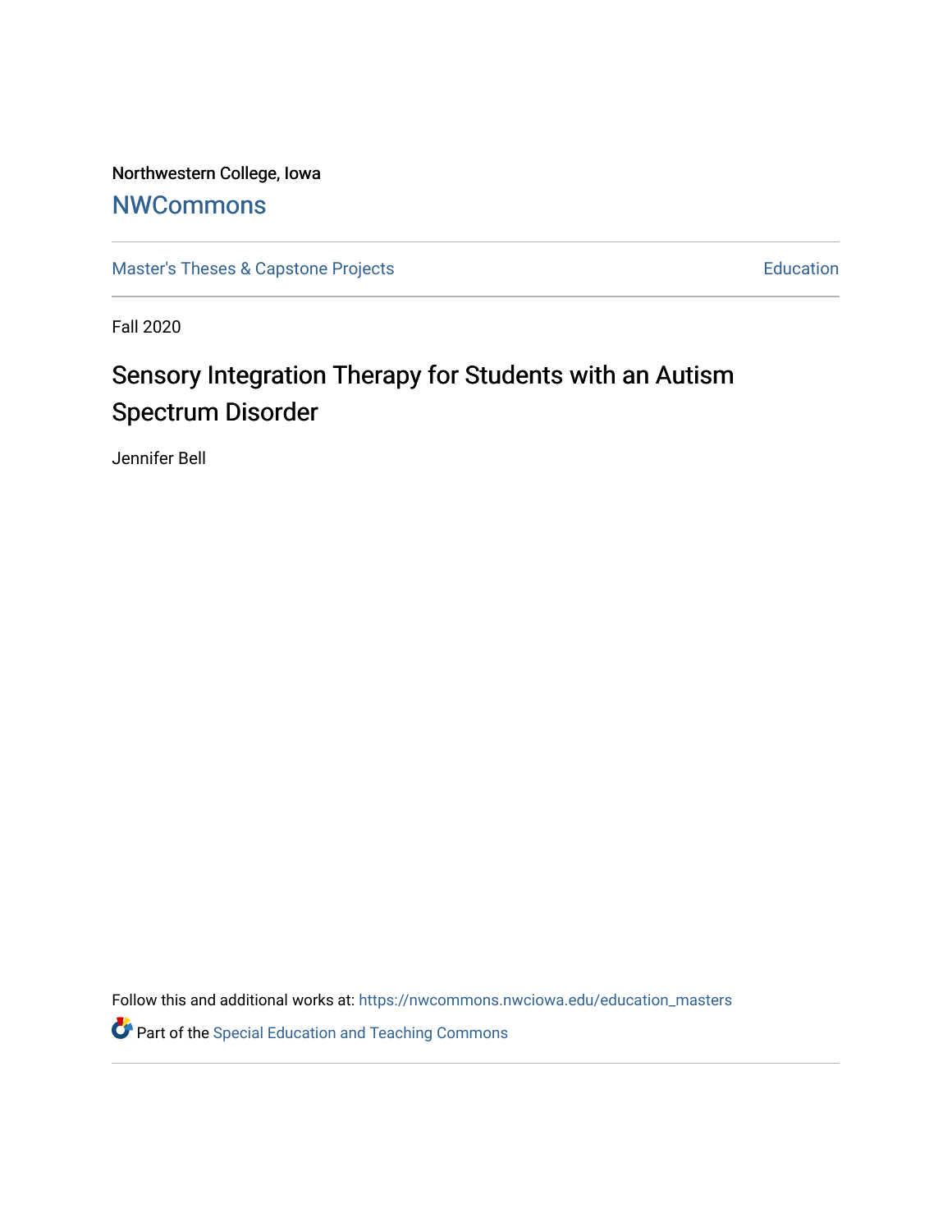Northwestern College, Iowa

# NWCommons

Master's Theses & Capstone Projects

Education

Fall 2020

## Sensory Integration Therapy for Students with an Autism Spectrum Disorder

Jennifer Bell

Follow this and additional works at: https://nwcommons.nwciowa.edu/education_masters

Part of the Special Education and Teaching Commons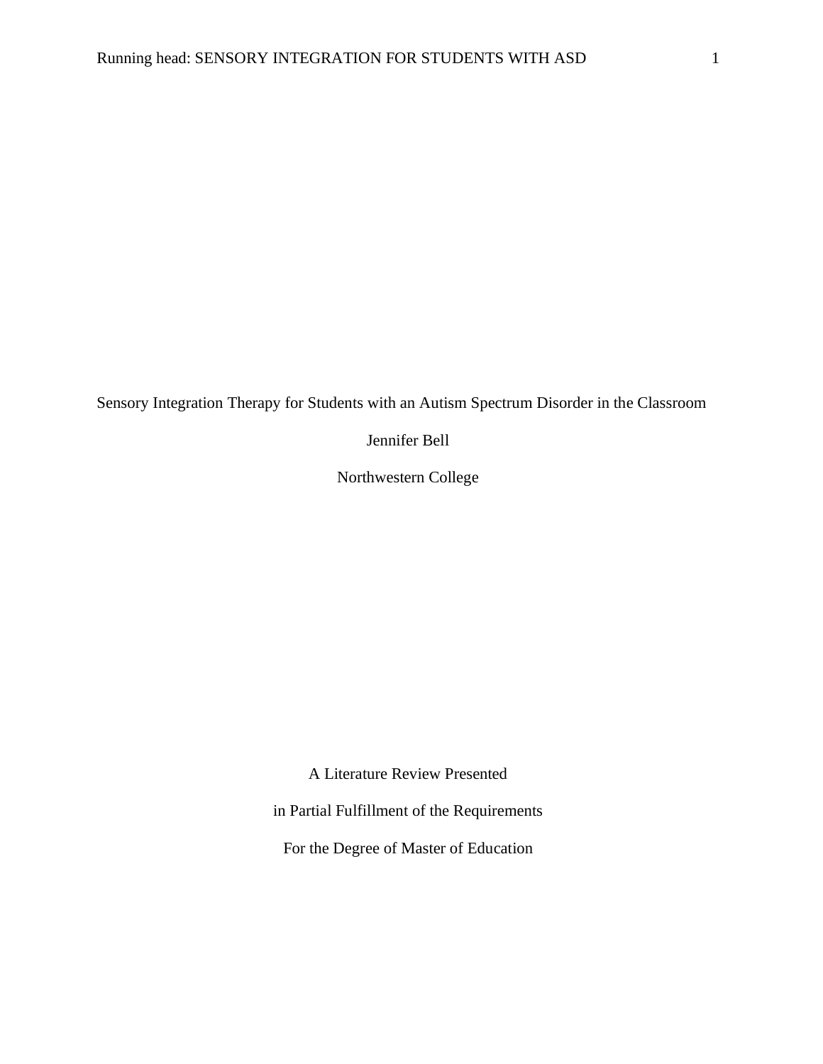Sensory Integration Therapy for Students with an Autism Spectrum Disorder in the Classroom

Jennifer Bell

Northwestern College

A Literature Review Presented

in Partial Fulfillment of the Requirements

For the Degree of Master of Education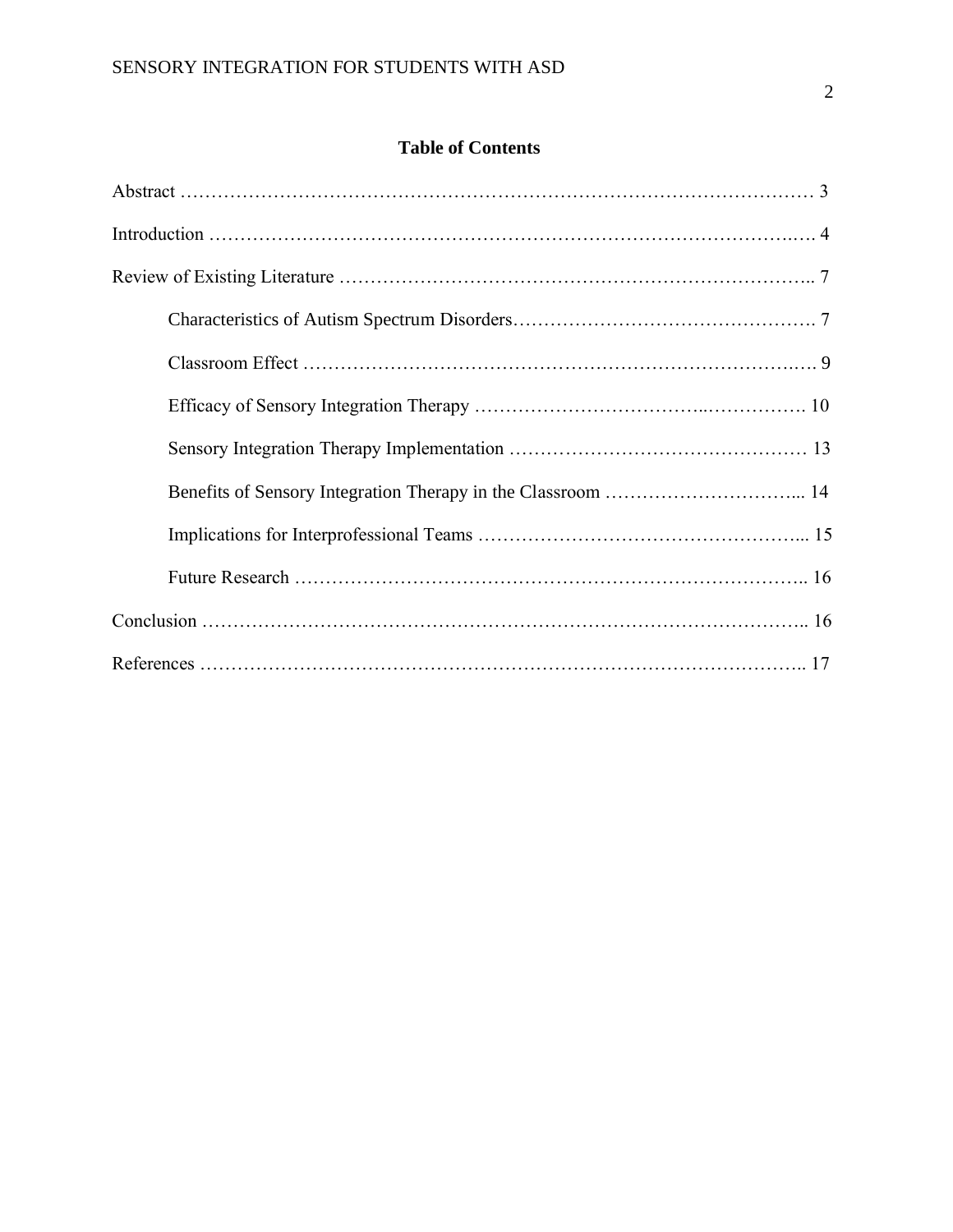## Table of Contents

Abstract ………………………………………………………………………………………… 3

Introduction ……………………………………………………………………………………. 4

Review of Existing Literature ……………………………………………………………….. 7

- Characteristics of Autism Spectrum Disorders…………………………………………. 7
- Classroom Effect ……………………………………………………………………… 9
- Efficacy of Sensory Integration Therapy ……………………………………………. 10
- Sensory Integration Therapy Implementation ………………………………………… 13
- Benefits of Sensory Integration Therapy in the Classroom …………………………... 14
- Implications for Interprofessional Teams …………………………………………... 15
- Future Research ……………………………………………………………………….. 16

Conclusion …………………………………………………………………………………….. 16

References …………………………………………………………………………………….. 17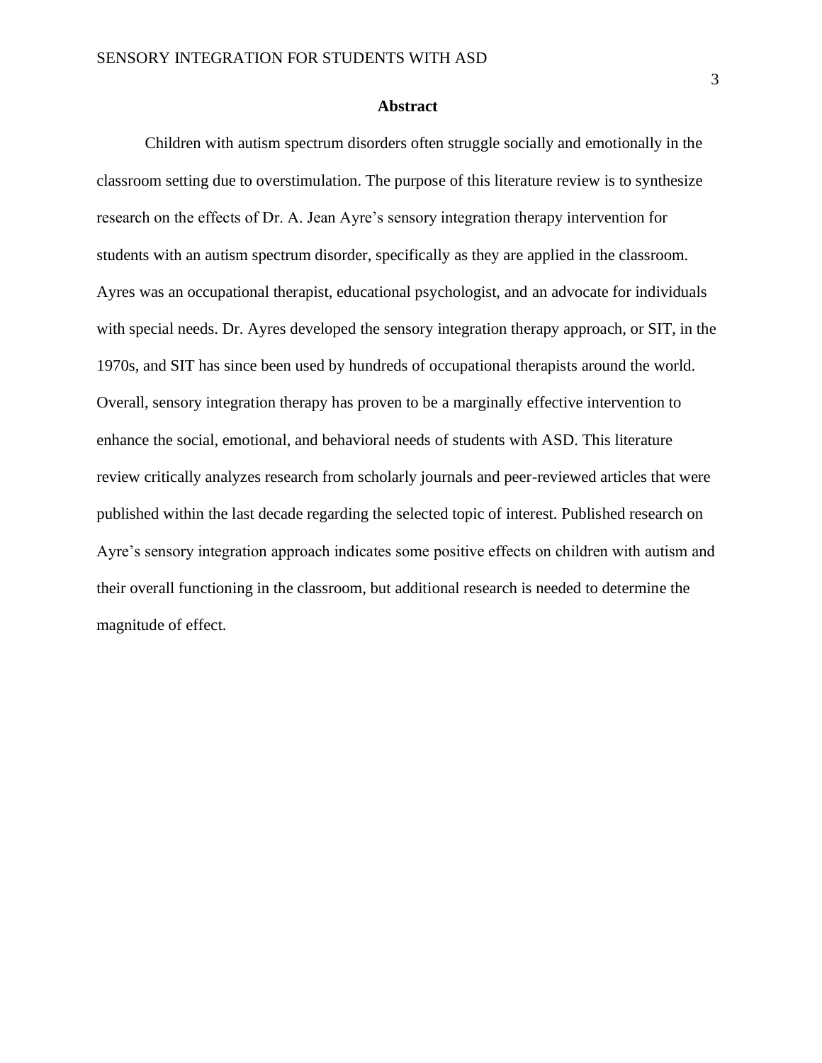## Abstract

Children with autism spectrum disorders often struggle socially and emotionally in the classroom setting due to overstimulation. The purpose of this literature review is to synthesize research on the effects of Dr. A. Jean Ayre's sensory integration therapy intervention for students with an autism spectrum disorder, specifically as they are applied in the classroom. Ayres was an occupational therapist, educational psychologist, and an advocate for individuals with special needs. Dr. Ayres developed the sensory integration therapy approach, or SIT, in the 1970s, and SIT has since been used by hundreds of occupational therapists around the world. Overall, sensory integration therapy has proven to be a marginally effective intervention to enhance the social, emotional, and behavioral needs of students with ASD. This literature review critically analyzes research from scholarly journals and peer-reviewed articles that were published within the last decade regarding the selected topic of interest. Published research on Ayre's sensory integration approach indicates some positive effects on children with autism and their overall functioning in the classroom, but additional research is needed to determine the magnitude of effect.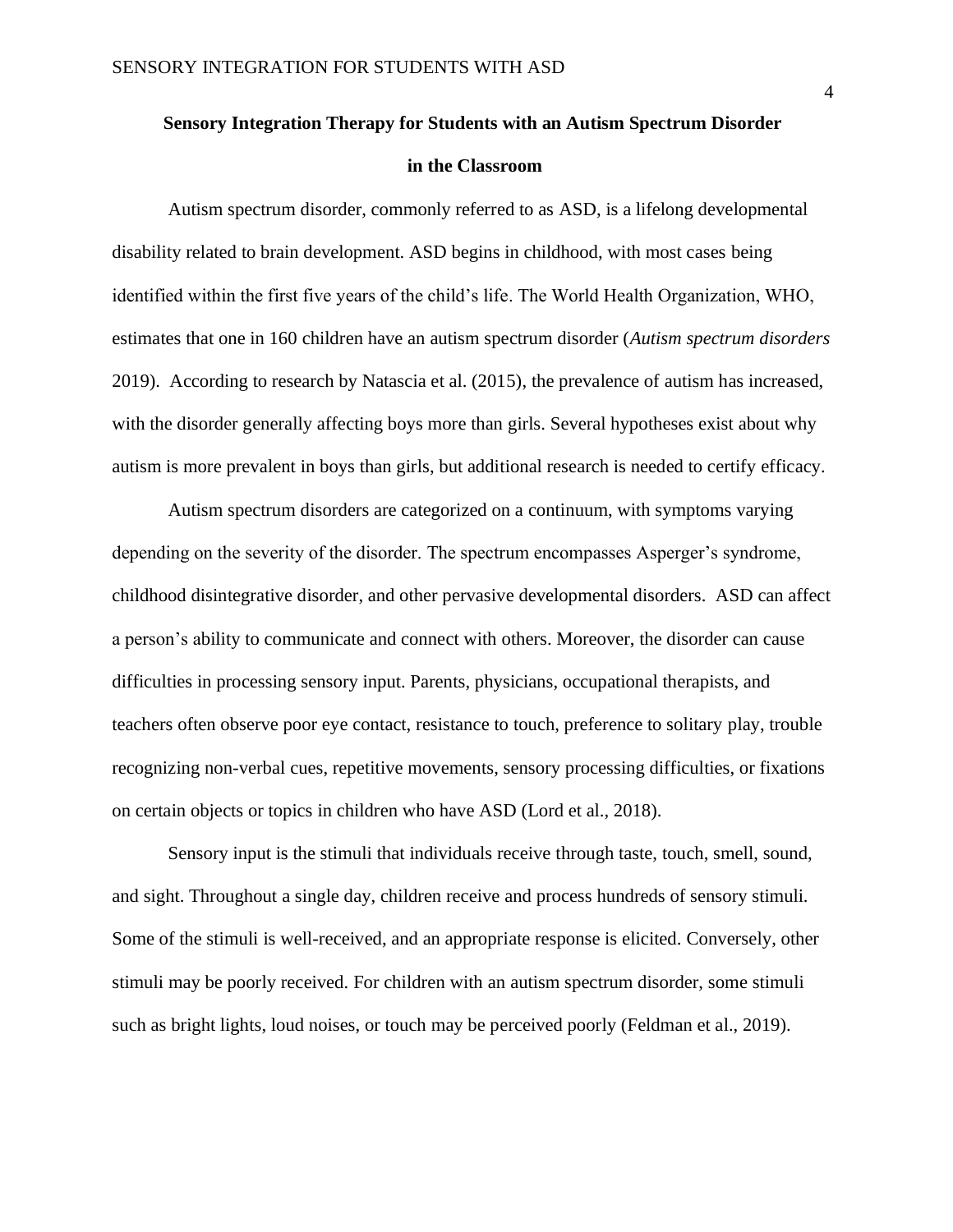# Sensory Integration Therapy for Students with an Autism Spectrum Disorder in the Classroom

Autism spectrum disorder, commonly referred to as ASD, is a lifelong developmental disability related to brain development. ASD begins in childhood, with most cases being identified within the first five years of the child's life. The World Health Organization, WHO, estimates that one in 160 children have an autism spectrum disorder (*Autism spectrum disorders* 2019). According to research by Natascia et al. (2015), the prevalence of autism has increased, with the disorder generally affecting boys more than girls. Several hypotheses exist about why autism is more prevalent in boys than girls, but additional research is needed to certify efficacy.

Autism spectrum disorders are categorized on a continuum, with symptoms varying depending on the severity of the disorder. The spectrum encompasses Asperger's syndrome, childhood disintegrative disorder, and other pervasive developmental disorders. ASD can affect a person's ability to communicate and connect with others. Moreover, the disorder can cause difficulties in processing sensory input. Parents, physicians, occupational therapists, and teachers often observe poor eye contact, resistance to touch, preference to solitary play, trouble recognizing non-verbal cues, repetitive movements, sensory processing difficulties, or fixations on certain objects or topics in children who have ASD (Lord et al., 2018).

Sensory input is the stimuli that individuals receive through taste, touch, smell, sound, and sight. Throughout a single day, children receive and process hundreds of sensory stimuli. Some of the stimuli is well-received, and an appropriate response is elicited. Conversely, other stimuli may be poorly received. For children with an autism spectrum disorder, some stimuli such as bright lights, loud noises, or touch may be perceived poorly (Feldman et al., 2019).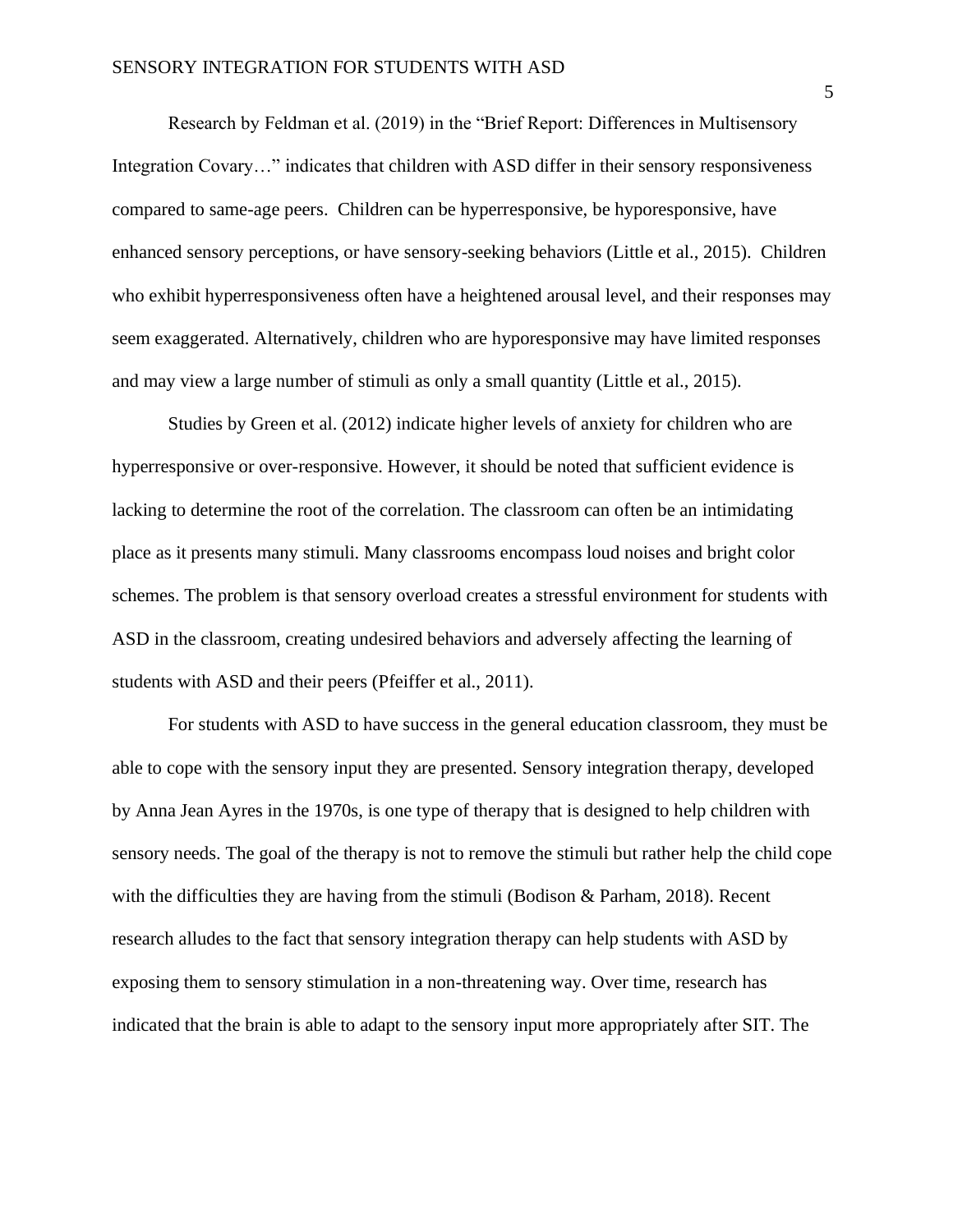Research by Feldman et al. (2019) in the "Brief Report: Differences in Multisensory Integration Covary…" indicates that children with ASD differ in their sensory responsiveness compared to same-age peers. Children can be hyperresponsive, be hyporesponsive, have enhanced sensory perceptions, or have sensory-seeking behaviors (Little et al., 2015). Children who exhibit hyperresponsiveness often have a heightened arousal level, and their responses may seem exaggerated. Alternatively, children who are hyporesponsive may have limited responses and may view a large number of stimuli as only a small quantity (Little et al., 2015).

Studies by Green et al. (2012) indicate higher levels of anxiety for children who are hyperresponsive or over-responsive. However, it should be noted that sufficient evidence is lacking to determine the root of the correlation. The classroom can often be an intimidating place as it presents many stimuli. Many classrooms encompass loud noises and bright color schemes. The problem is that sensory overload creates a stressful environment for students with ASD in the classroom, creating undesired behaviors and adversely affecting the learning of students with ASD and their peers (Pfeiffer et al., 2011).

For students with ASD to have success in the general education classroom, they must be able to cope with the sensory input they are presented. Sensory integration therapy, developed by Anna Jean Ayres in the 1970s, is one type of therapy that is designed to help children with sensory needs. The goal of the therapy is not to remove the stimuli but rather help the child cope with the difficulties they are having from the stimuli (Bodison & Parham, 2018). Recent research alludes to the fact that sensory integration therapy can help students with ASD by exposing them to sensory stimulation in a non-threatening way. Over time, research has indicated that the brain is able to adapt to the sensory input more appropriately after SIT. The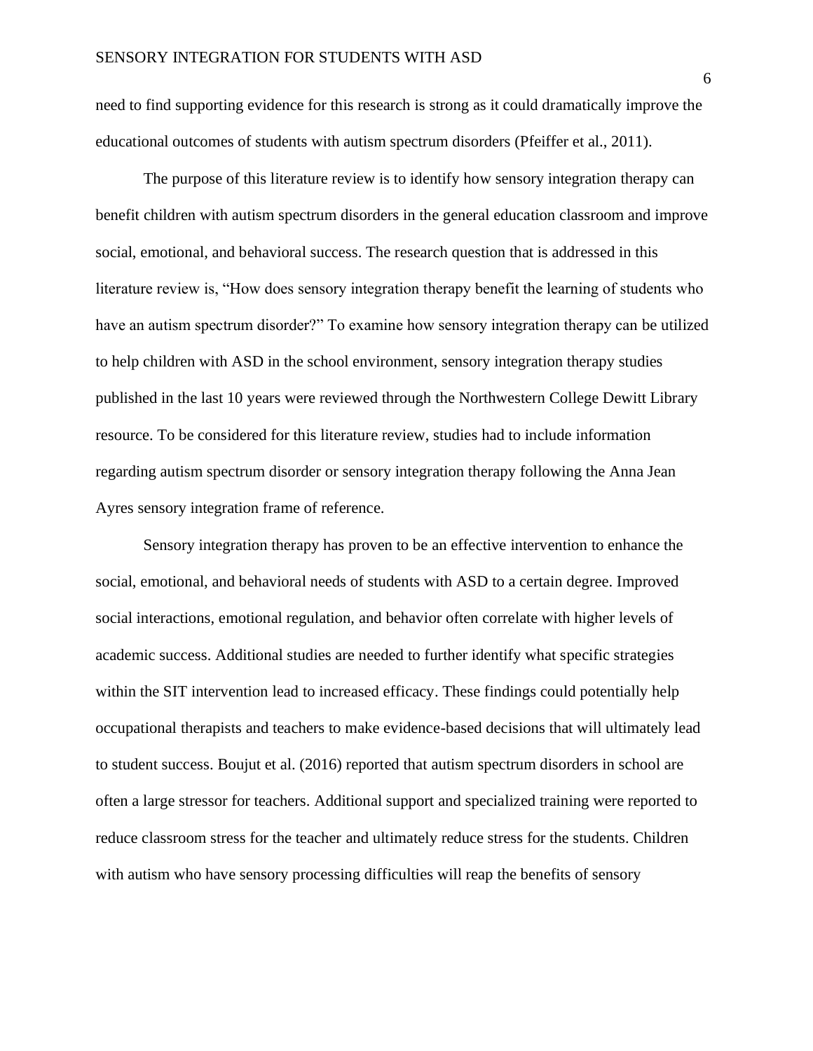need to find supporting evidence for this research is strong as it could dramatically improve the educational outcomes of students with autism spectrum disorders (Pfeiffer et al., 2011).

The purpose of this literature review is to identify how sensory integration therapy can benefit children with autism spectrum disorders in the general education classroom and improve social, emotional, and behavioral success. The research question that is addressed in this literature review is, "How does sensory integration therapy benefit the learning of students who have an autism spectrum disorder?" To examine how sensory integration therapy can be utilized to help children with ASD in the school environment, sensory integration therapy studies published in the last 10 years were reviewed through the Northwestern College Dewitt Library resource. To be considered for this literature review, studies had to include information regarding autism spectrum disorder or sensory integration therapy following the Anna Jean Ayres sensory integration frame of reference.

Sensory integration therapy has proven to be an effective intervention to enhance the social, emotional, and behavioral needs of students with ASD to a certain degree. Improved social interactions, emotional regulation, and behavior often correlate with higher levels of academic success. Additional studies are needed to further identify what specific strategies within the SIT intervention lead to increased efficacy. These findings could potentially help occupational therapists and teachers to make evidence-based decisions that will ultimately lead to student success. Boujut et al. (2016) reported that autism spectrum disorders in school are often a large stressor for teachers. Additional support and specialized training were reported to reduce classroom stress for the teacher and ultimately reduce stress for the students. Children with autism who have sensory processing difficulties will reap the benefits of sensory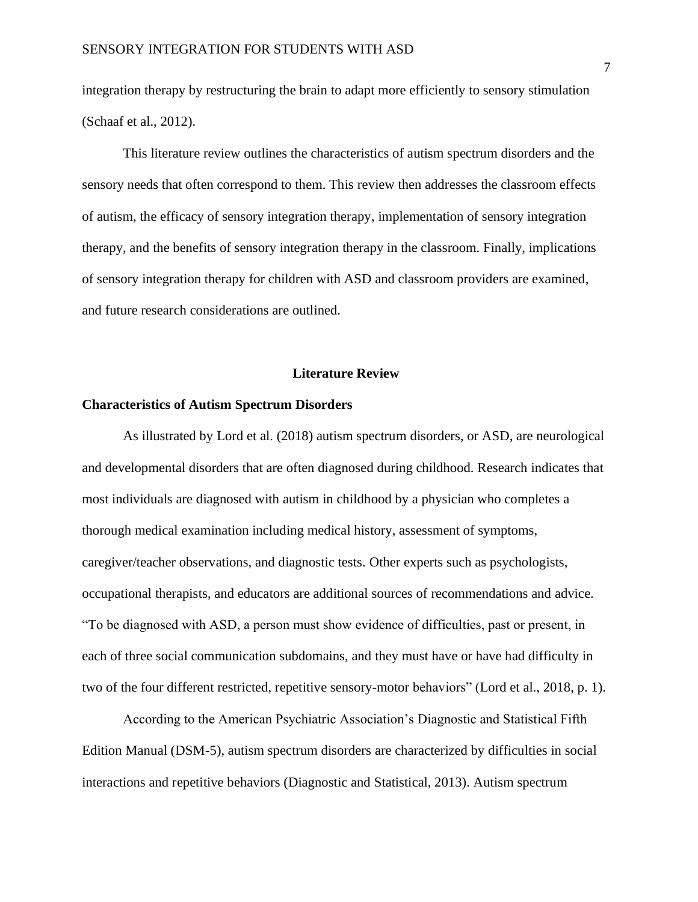integration therapy by restructuring the brain to adapt more efficiently to sensory stimulation (Schaaf et al., 2012).

This literature review outlines the characteristics of autism spectrum disorders and the sensory needs that often correspond to them. This review then addresses the classroom effects of autism, the efficacy of sensory integration therapy, implementation of sensory integration therapy, and the benefits of sensory integration therapy in the classroom. Finally, implications of sensory integration therapy for children with ASD and classroom providers are examined, and future research considerations are outlined.

# Literature Review

## Characteristics of Autism Spectrum Disorders

As illustrated by Lord et al. (2018) autism spectrum disorders, or ASD, are neurological and developmental disorders that are often diagnosed during childhood. Research indicates that most individuals are diagnosed with autism in childhood by a physician who completes a thorough medical examination including medical history, assessment of symptoms, caregiver/teacher observations, and diagnostic tests. Other experts such as psychologists, occupational therapists, and educators are additional sources of recommendations and advice. "To be diagnosed with ASD, a person must show evidence of difficulties, past or present, in each of three social communication subdomains, and they must have or have had difficulty in two of the four different restricted, repetitive sensory-motor behaviors" (Lord et al., 2018, p. 1).

According to the American Psychiatric Association's Diagnostic and Statistical Fifth Edition Manual (DSM-5), autism spectrum disorders are characterized by difficulties in social interactions and repetitive behaviors (Diagnostic and Statistical, 2013). Autism spectrum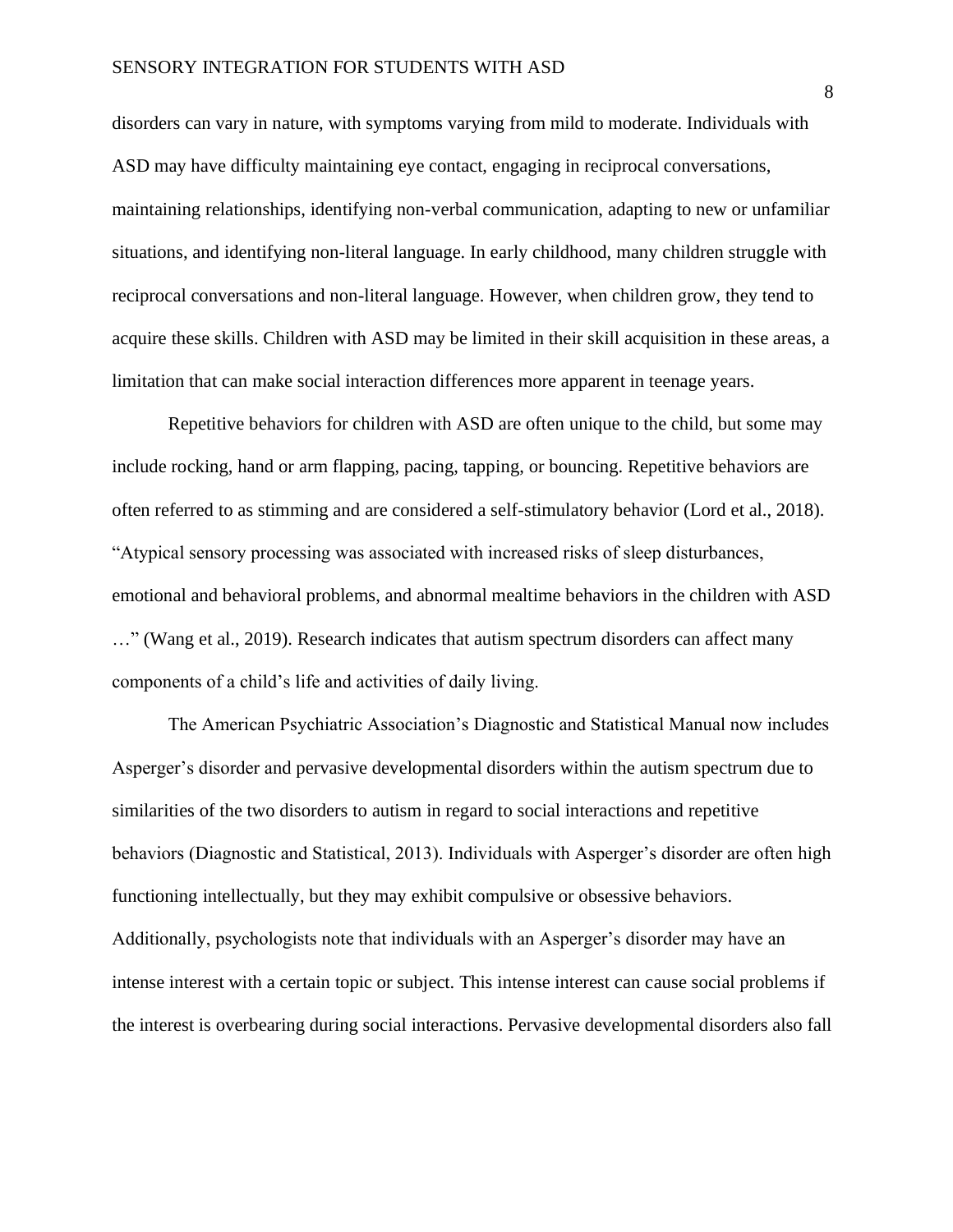disorders can vary in nature, with symptoms varying from mild to moderate. Individuals with ASD may have difficulty maintaining eye contact, engaging in reciprocal conversations, maintaining relationships, identifying non-verbal communication, adapting to new or unfamiliar situations, and identifying non-literal language. In early childhood, many children struggle with reciprocal conversations and non-literal language. However, when children grow, they tend to acquire these skills. Children with ASD may be limited in their skill acquisition in these areas, a limitation that can make social interaction differences more apparent in teenage years.

Repetitive behaviors for children with ASD are often unique to the child, but some may include rocking, hand or arm flapping, pacing, tapping, or bouncing. Repetitive behaviors are often referred to as stimming and are considered a self-stimulatory behavior (Lord et al., 2018). "Atypical sensory processing was associated with increased risks of sleep disturbances, emotional and behavioral problems, and abnormal mealtime behaviors in the children with ASD …" (Wang et al., 2019). Research indicates that autism spectrum disorders can affect many components of a child's life and activities of daily living.

The American Psychiatric Association's Diagnostic and Statistical Manual now includes Asperger's disorder and pervasive developmental disorders within the autism spectrum due to similarities of the two disorders to autism in regard to social interactions and repetitive behaviors (Diagnostic and Statistical, 2013). Individuals with Asperger's disorder are often high functioning intellectually, but they may exhibit compulsive or obsessive behaviors. Additionally, psychologists note that individuals with an Asperger's disorder may have an intense interest with a certain topic or subject. This intense interest can cause social problems if the interest is overbearing during social interactions. Pervasive developmental disorders also fall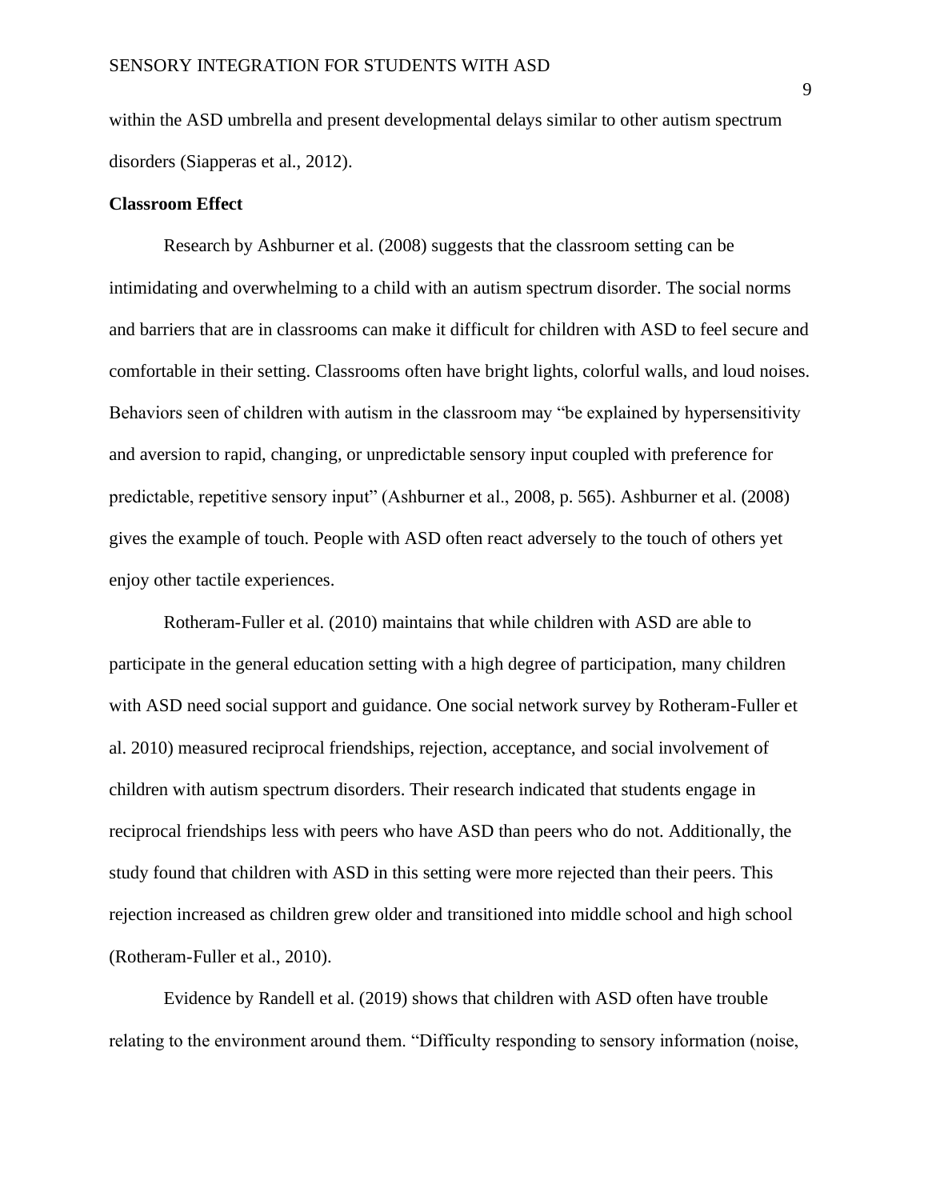within the ASD umbrella and present developmental delays similar to other autism spectrum disorders (Siapperas et al., 2012).

**Classroom Effect**

Research by Ashburner et al. (2008) suggests that the classroom setting can be intimidating and overwhelming to a child with an autism spectrum disorder. The social norms and barriers that are in classrooms can make it difficult for children with ASD to feel secure and comfortable in their setting. Classrooms often have bright lights, colorful walls, and loud noises. Behaviors seen of children with autism in the classroom may "be explained by hypersensitivity and aversion to rapid, changing, or unpredictable sensory input coupled with preference for predictable, repetitive sensory input" (Ashburner et al., 2008, p. 565). Ashburner et al. (2008) gives the example of touch. People with ASD often react adversely to the touch of others yet enjoy other tactile experiences.

Rotheram-Fuller et al. (2010) maintains that while children with ASD are able to participate in the general education setting with a high degree of participation, many children with ASD need social support and guidance. One social network survey by Rotheram-Fuller et al. 2010) measured reciprocal friendships, rejection, acceptance, and social involvement of children with autism spectrum disorders. Their research indicated that students engage in reciprocal friendships less with peers who have ASD than peers who do not. Additionally, the study found that children with ASD in this setting were more rejected than their peers. This rejection increased as children grew older and transitioned into middle school and high school (Rotheram-Fuller et al., 2010).

Evidence by Randell et al. (2019) shows that children with ASD often have trouble relating to the environment around them. "Difficulty responding to sensory information (noise,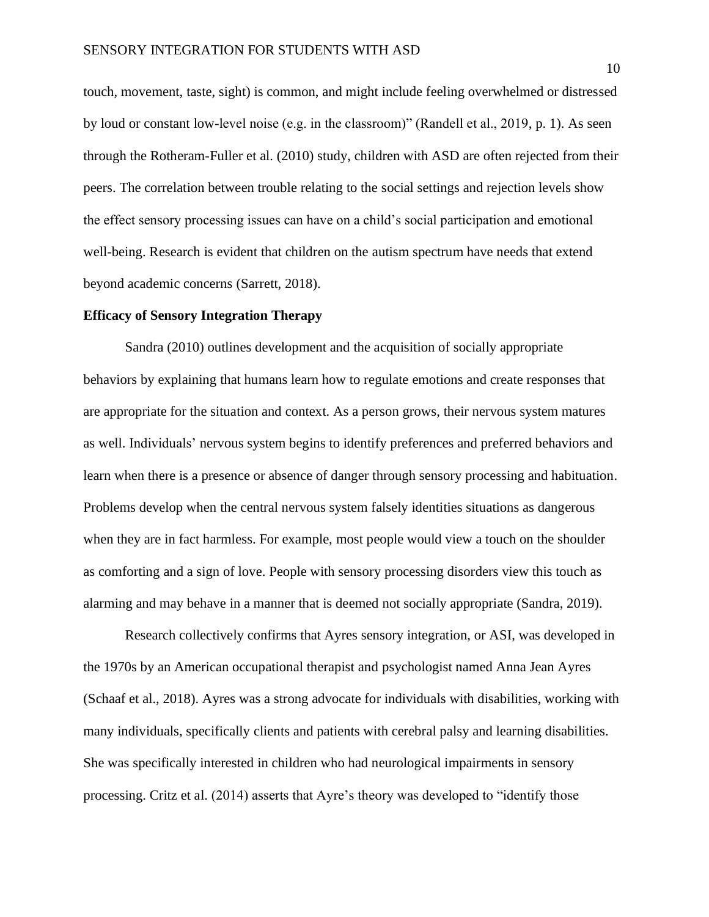touch, movement, taste, sight) is common, and might include feeling overwhelmed or distressed by loud or constant low-level noise (e.g. in the classroom)" (Randell et al., 2019, p. 1). As seen through the Rotheram-Fuller et al. (2010) study, children with ASD are often rejected from their peers. The correlation between trouble relating to the social settings and rejection levels show the effect sensory processing issues can have on a child's social participation and emotional well-being. Research is evident that children on the autism spectrum have needs that extend beyond academic concerns (Sarrett, 2018).

**Efficacy of Sensory Integration Therapy**

Sandra (2010) outlines development and the acquisition of socially appropriate behaviors by explaining that humans learn how to regulate emotions and create responses that are appropriate for the situation and context. As a person grows, their nervous system matures as well. Individuals' nervous system begins to identify preferences and preferred behaviors and learn when there is a presence or absence of danger through sensory processing and habituation. Problems develop when the central nervous system falsely identities situations as dangerous when they are in fact harmless. For example, most people would view a touch on the shoulder as comforting and a sign of love. People with sensory processing disorders view this touch as alarming and may behave in a manner that is deemed not socially appropriate (Sandra, 2019).

Research collectively confirms that Ayres sensory integration, or ASI, was developed in the 1970s by an American occupational therapist and psychologist named Anna Jean Ayres (Schaaf et al., 2018). Ayres was a strong advocate for individuals with disabilities, working with many individuals, specifically clients and patients with cerebral palsy and learning disabilities. She was specifically interested in children who had neurological impairments in sensory processing. Critz et al. (2014) asserts that Ayre's theory was developed to "identify those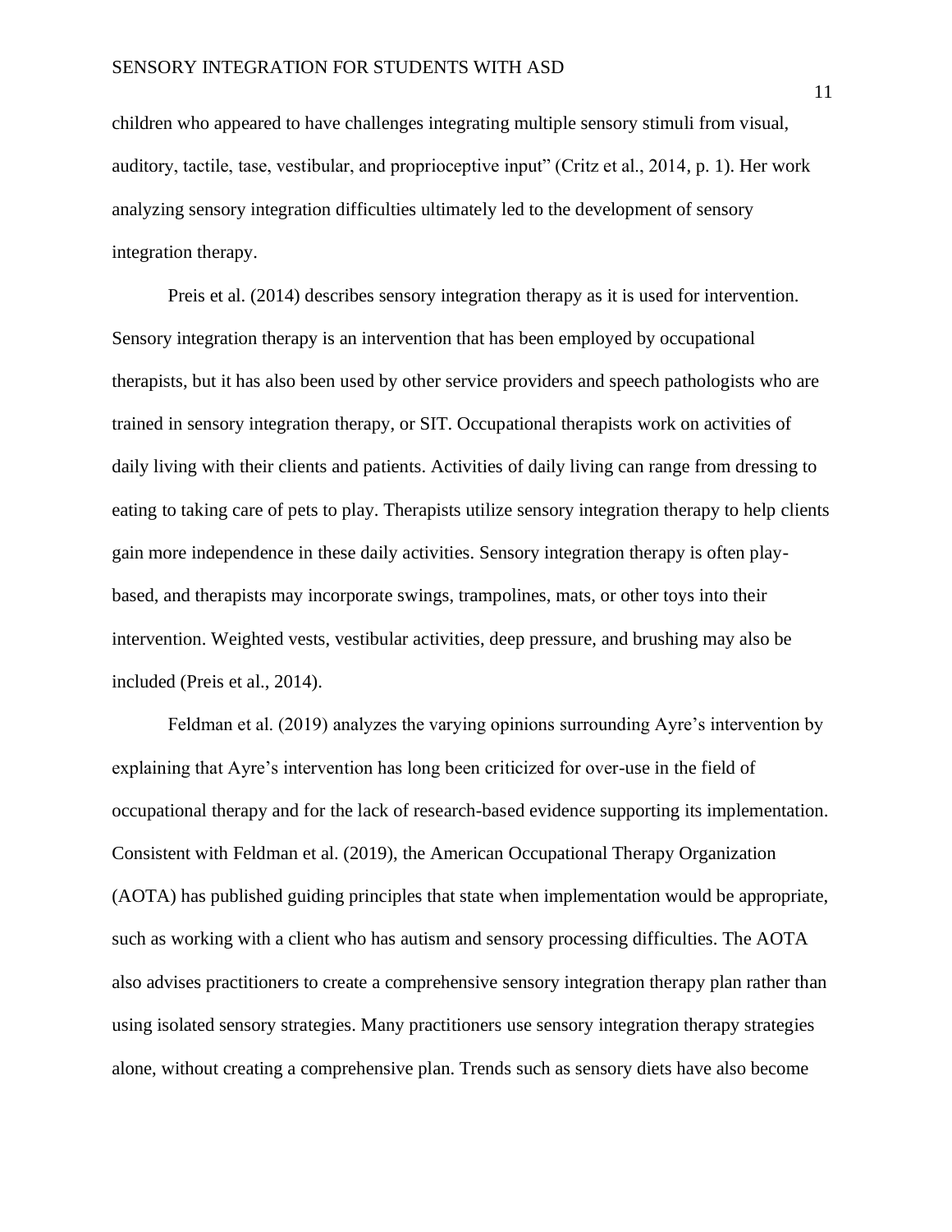children who appeared to have challenges integrating multiple sensory stimuli from visual, auditory, tactile, tase, vestibular, and proprioceptive input" (Critz et al., 2014, p. 1). Her work analyzing sensory integration difficulties ultimately led to the development of sensory integration therapy.

Preis et al. (2014) describes sensory integration therapy as it is used for intervention. Sensory integration therapy is an intervention that has been employed by occupational therapists, but it has also been used by other service providers and speech pathologists who are trained in sensory integration therapy, or SIT. Occupational therapists work on activities of daily living with their clients and patients. Activities of daily living can range from dressing to eating to taking care of pets to play. Therapists utilize sensory integration therapy to help clients gain more independence in these daily activities. Sensory integration therapy is often play-based, and therapists may incorporate swings, trampolines, mats, or other toys into their intervention. Weighted vests, vestibular activities, deep pressure, and brushing may also be included (Preis et al., 2014).

Feldman et al. (2019) analyzes the varying opinions surrounding Ayre's intervention by explaining that Ayre's intervention has long been criticized for over-use in the field of occupational therapy and for the lack of research-based evidence supporting its implementation. Consistent with Feldman et al. (2019), the American Occupational Therapy Organization (AOTA) has published guiding principles that state when implementation would be appropriate, such as working with a client who has autism and sensory processing difficulties. The AOTA also advises practitioners to create a comprehensive sensory integration therapy plan rather than using isolated sensory strategies. Many practitioners use sensory integration therapy strategies alone, without creating a comprehensive plan. Trends such as sensory diets have also become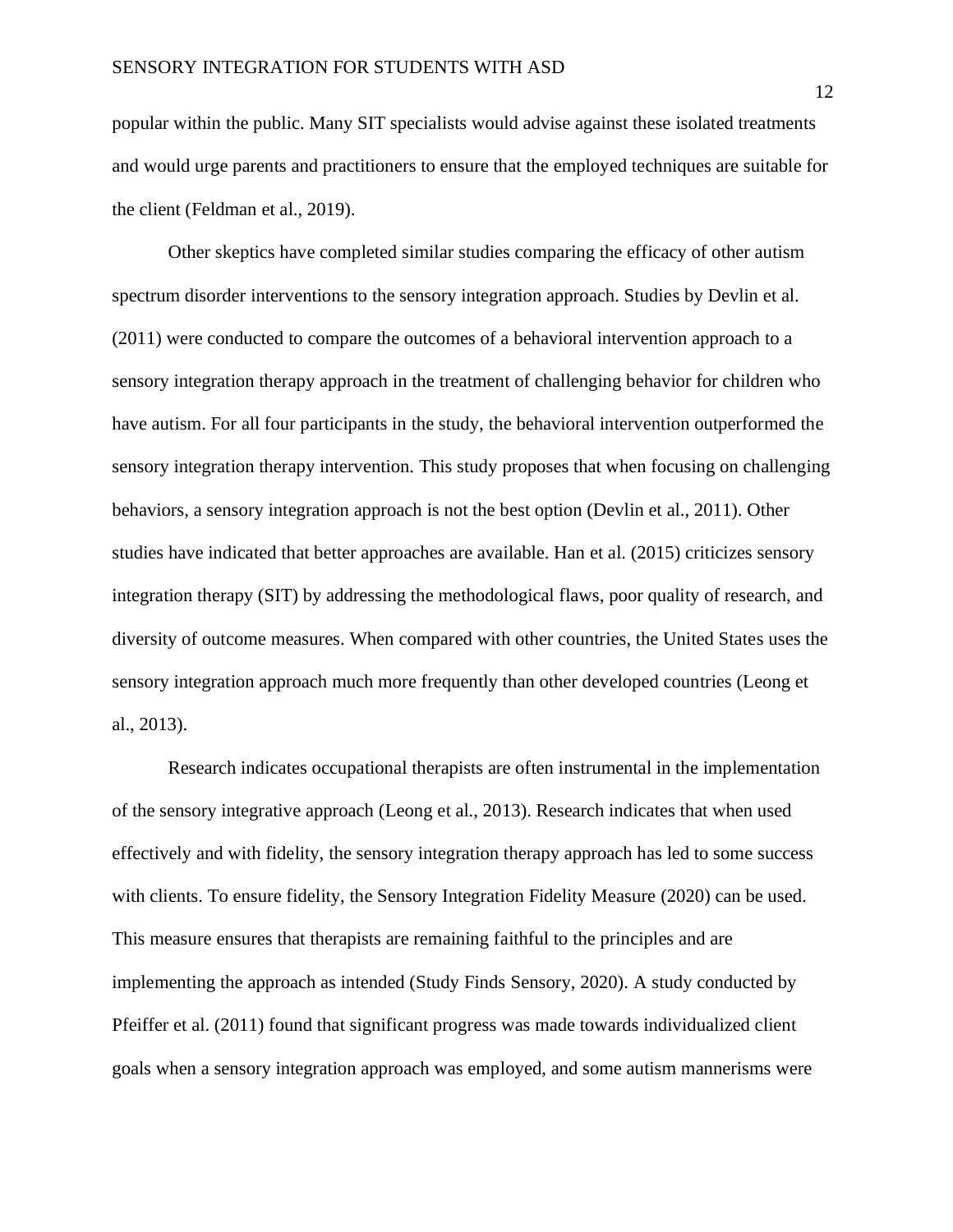popular within the public. Many SIT specialists would advise against these isolated treatments and would urge parents and practitioners to ensure that the employed techniques are suitable for the client (Feldman et al., 2019).

Other skeptics have completed similar studies comparing the efficacy of other autism spectrum disorder interventions to the sensory integration approach. Studies by Devlin et al. (2011) were conducted to compare the outcomes of a behavioral intervention approach to a sensory integration therapy approach in the treatment of challenging behavior for children who have autism. For all four participants in the study, the behavioral intervention outperformed the sensory integration therapy intervention. This study proposes that when focusing on challenging behaviors, a sensory integration approach is not the best option (Devlin et al., 2011). Other studies have indicated that better approaches are available. Han et al. (2015) criticizes sensory integration therapy (SIT) by addressing the methodological flaws, poor quality of research, and diversity of outcome measures. When compared with other countries, the United States uses the sensory integration approach much more frequently than other developed countries (Leong et al., 2013).

Research indicates occupational therapists are often instrumental in the implementation of the sensory integrative approach (Leong et al., 2013). Research indicates that when used effectively and with fidelity, the sensory integration therapy approach has led to some success with clients. To ensure fidelity, the Sensory Integration Fidelity Measure (2020) can be used. This measure ensures that therapists are remaining faithful to the principles and are implementing the approach as intended (Study Finds Sensory, 2020). A study conducted by Pfeiffer et al. (2011) found that significant progress was made towards individualized client goals when a sensory integration approach was employed, and some autism mannerisms were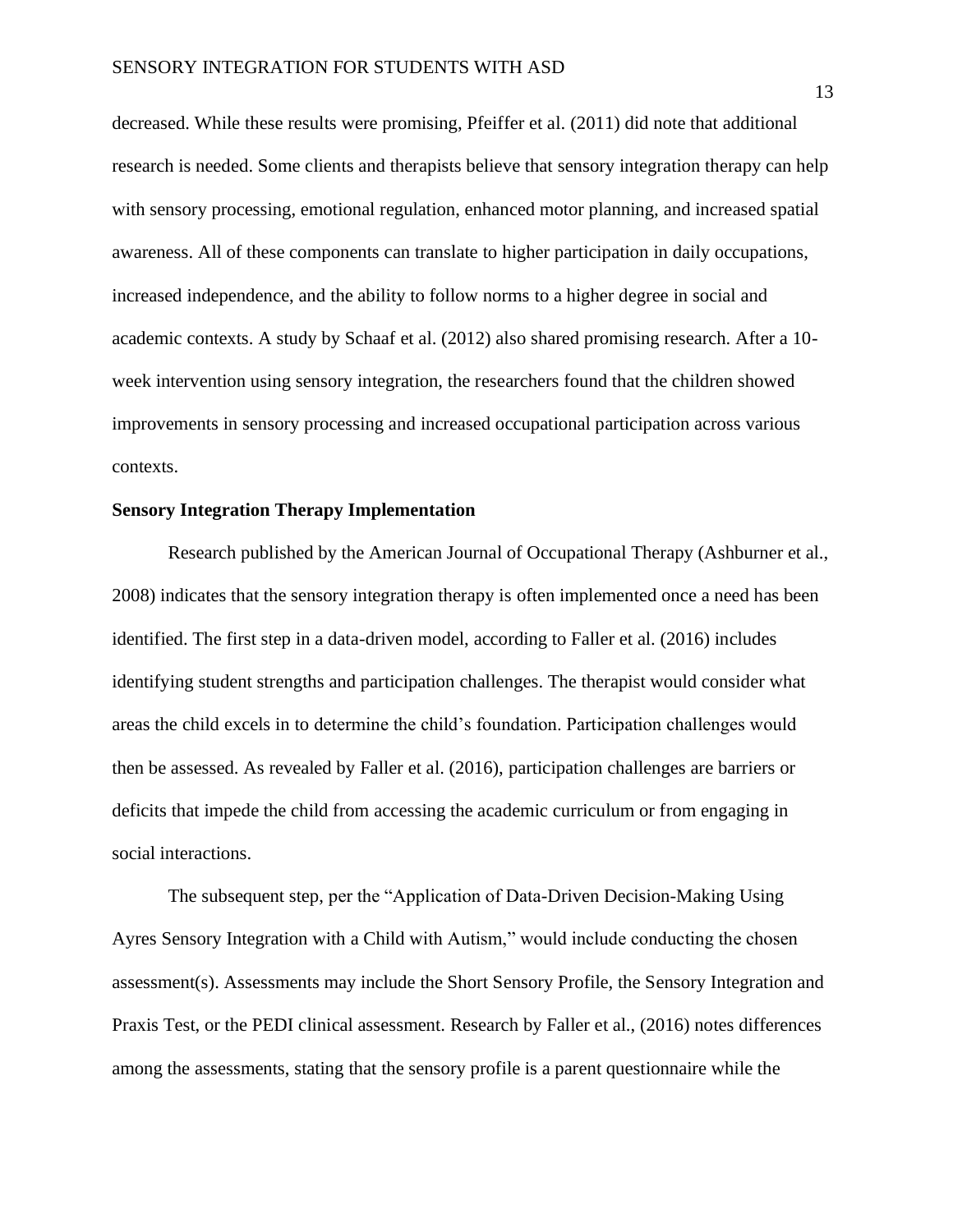decreased. While these results were promising, Pfeiffer et al. (2011) did note that additional research is needed. Some clients and therapists believe that sensory integration therapy can help with sensory processing, emotional regulation, enhanced motor planning, and increased spatial awareness. All of these components can translate to higher participation in daily occupations, increased independence, and the ability to follow norms to a higher degree in social and academic contexts. A study by Schaaf et al. (2012) also shared promising research. After a 10-week intervention using sensory integration, the researchers found that the children showed improvements in sensory processing and increased occupational participation across various contexts.

**Sensory Integration Therapy Implementation**

Research published by the American Journal of Occupational Therapy (Ashburner et al., 2008) indicates that the sensory integration therapy is often implemented once a need has been identified. The first step in a data-driven model, according to Faller et al. (2016) includes identifying student strengths and participation challenges. The therapist would consider what areas the child excels in to determine the child's foundation. Participation challenges would then be assessed. As revealed by Faller et al. (2016), participation challenges are barriers or deficits that impede the child from accessing the academic curriculum or from engaging in social interactions.

The subsequent step, per the "Application of Data-Driven Decision-Making Using Ayres Sensory Integration with a Child with Autism," would include conducting the chosen assessment(s). Assessments may include the Short Sensory Profile, the Sensory Integration and Praxis Test, or the PEDI clinical assessment. Research by Faller et al., (2016) notes differences among the assessments, stating that the sensory profile is a parent questionnaire while the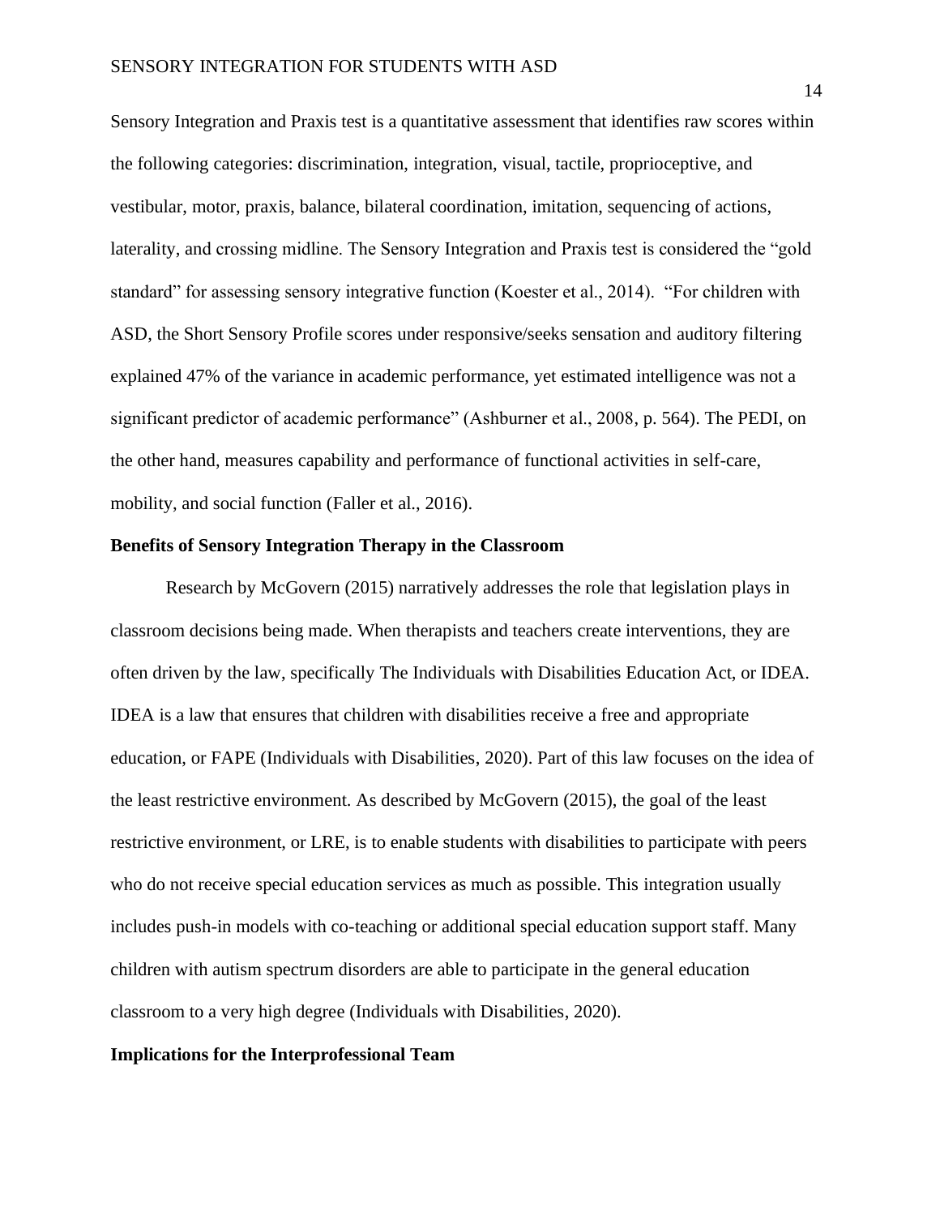Sensory Integration and Praxis test is a quantitative assessment that identifies raw scores within the following categories: discrimination, integration, visual, tactile, proprioceptive, and vestibular, motor, praxis, balance, bilateral coordination, imitation, sequencing of actions, laterality, and crossing midline. The Sensory Integration and Praxis test is considered the "gold standard" for assessing sensory integrative function (Koester et al., 2014). "For children with ASD, the Short Sensory Profile scores under responsive/seeks sensation and auditory filtering explained 47% of the variance in academic performance, yet estimated intelligence was not a significant predictor of academic performance" (Ashburner et al., 2008, p. 564). The PEDI, on the other hand, measures capability and performance of functional activities in self-care, mobility, and social function (Faller et al., 2016).

## Benefits of Sensory Integration Therapy in the Classroom

Research by McGovern (2015) narratively addresses the role that legislation plays in classroom decisions being made. When therapists and teachers create interventions, they are often driven by the law, specifically The Individuals with Disabilities Education Act, or IDEA. IDEA is a law that ensures that children with disabilities receive a free and appropriate education, or FAPE (Individuals with Disabilities, 2020). Part of this law focuses on the idea of the least restrictive environment. As described by McGovern (2015), the goal of the least restrictive environment, or LRE, is to enable students with disabilities to participate with peers who do not receive special education services as much as possible. This integration usually includes push-in models with co-teaching or additional special education support staff. Many children with autism spectrum disorders are able to participate in the general education classroom to a very high degree (Individuals with Disabilities, 2020).

## Implications for the Interprofessional Team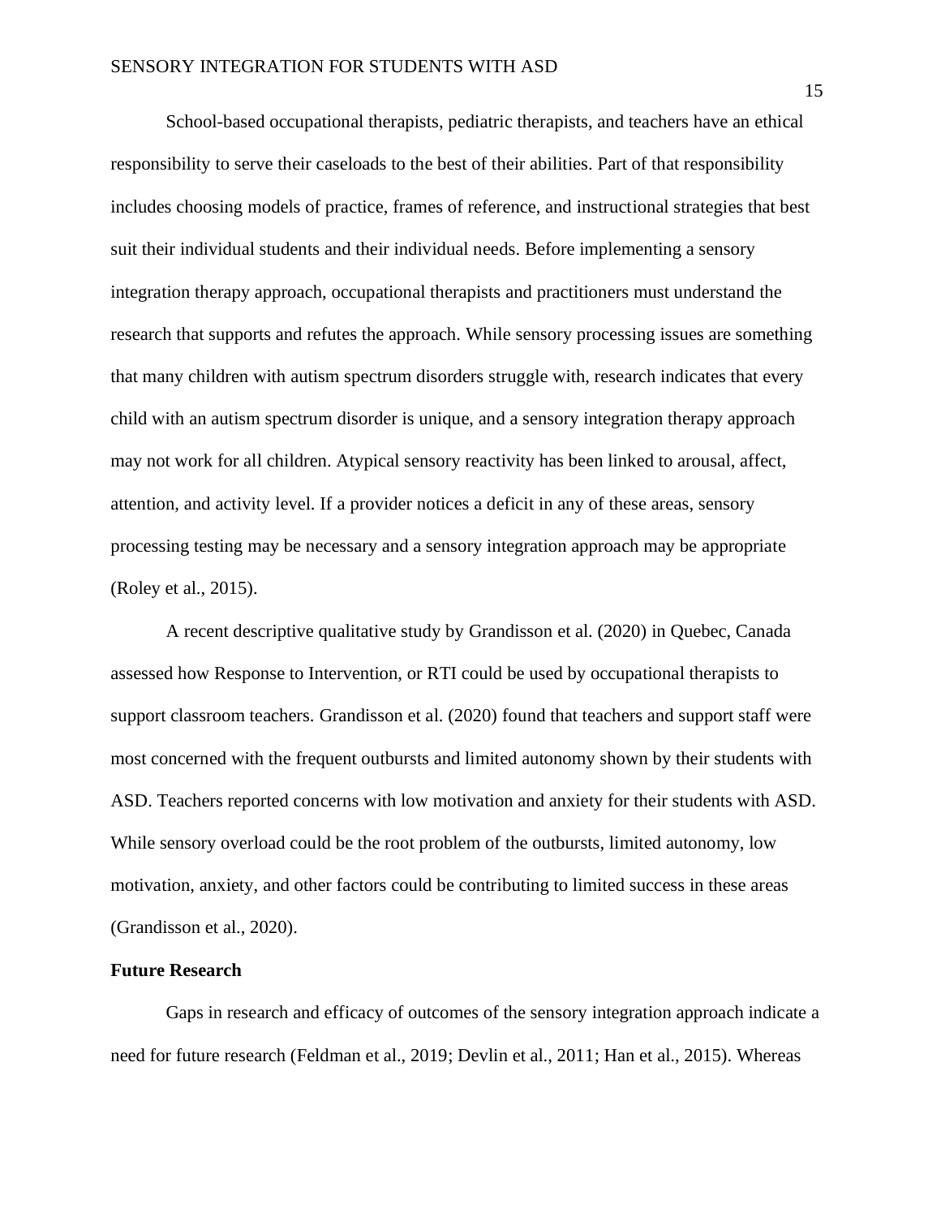School-based occupational therapists, pediatric therapists, and teachers have an ethical responsibility to serve their caseloads to the best of their abilities. Part of that responsibility includes choosing models of practice, frames of reference, and instructional strategies that best suit their individual students and their individual needs. Before implementing a sensory integration therapy approach, occupational therapists and practitioners must understand the research that supports and refutes the approach. While sensory processing issues are something that many children with autism spectrum disorders struggle with, research indicates that every child with an autism spectrum disorder is unique, and a sensory integration therapy approach may not work for all children. Atypical sensory reactivity has been linked to arousal, affect, attention, and activity level. If a provider notices a deficit in any of these areas, sensory processing testing may be necessary and a sensory integration approach may be appropriate (Roley et al., 2015).

A recent descriptive qualitative study by Grandisson et al. (2020) in Quebec, Canada assessed how Response to Intervention, or RTI could be used by occupational therapists to support classroom teachers. Grandisson et al. (2020) found that teachers and support staff were most concerned with the frequent outbursts and limited autonomy shown by their students with ASD. Teachers reported concerns with low motivation and anxiety for their students with ASD. While sensory overload could be the root problem of the outbursts, limited autonomy, low motivation, anxiety, and other factors could be contributing to limited success in these areas (Grandisson et al., 2020).

**Future Research**

Gaps in research and efficacy of outcomes of the sensory integration approach indicate a need for future research (Feldman et al., 2019; Devlin et al., 2011; Han et al., 2015). Whereas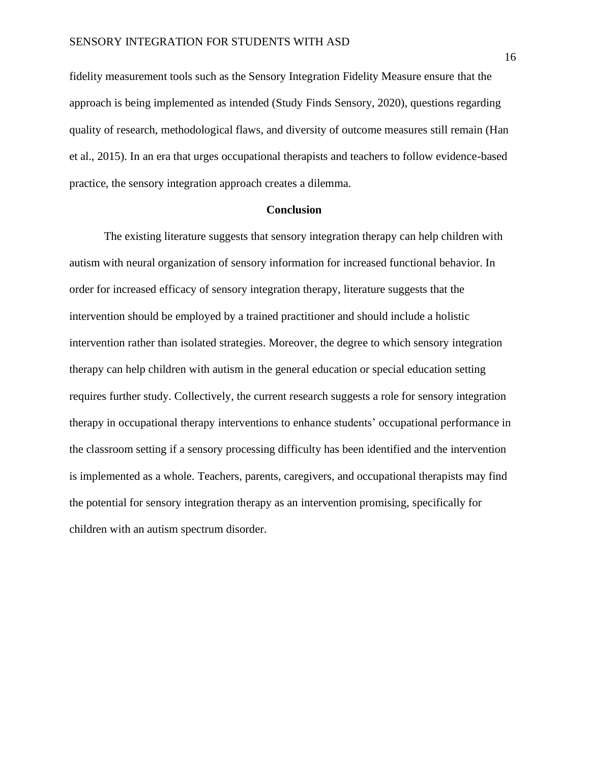fidelity measurement tools such as the Sensory Integration Fidelity Measure ensure that the approach is being implemented as intended (Study Finds Sensory, 2020), questions regarding quality of research, methodological flaws, and diversity of outcome measures still remain (Han et al., 2015). In an era that urges occupational therapists and teachers to follow evidence-based practice, the sensory integration approach creates a dilemma.

## Conclusion

The existing literature suggests that sensory integration therapy can help children with autism with neural organization of sensory information for increased functional behavior. In order for increased efficacy of sensory integration therapy, literature suggests that the intervention should be employed by a trained practitioner and should include a holistic intervention rather than isolated strategies. Moreover, the degree to which sensory integration therapy can help children with autism in the general education or special education setting requires further study. Collectively, the current research suggests a role for sensory integration therapy in occupational therapy interventions to enhance students' occupational performance in the classroom setting if a sensory processing difficulty has been identified and the intervention is implemented as a whole. Teachers, parents, caregivers, and occupational therapists may find the potential for sensory integration therapy as an intervention promising, specifically for children with an autism spectrum disorder.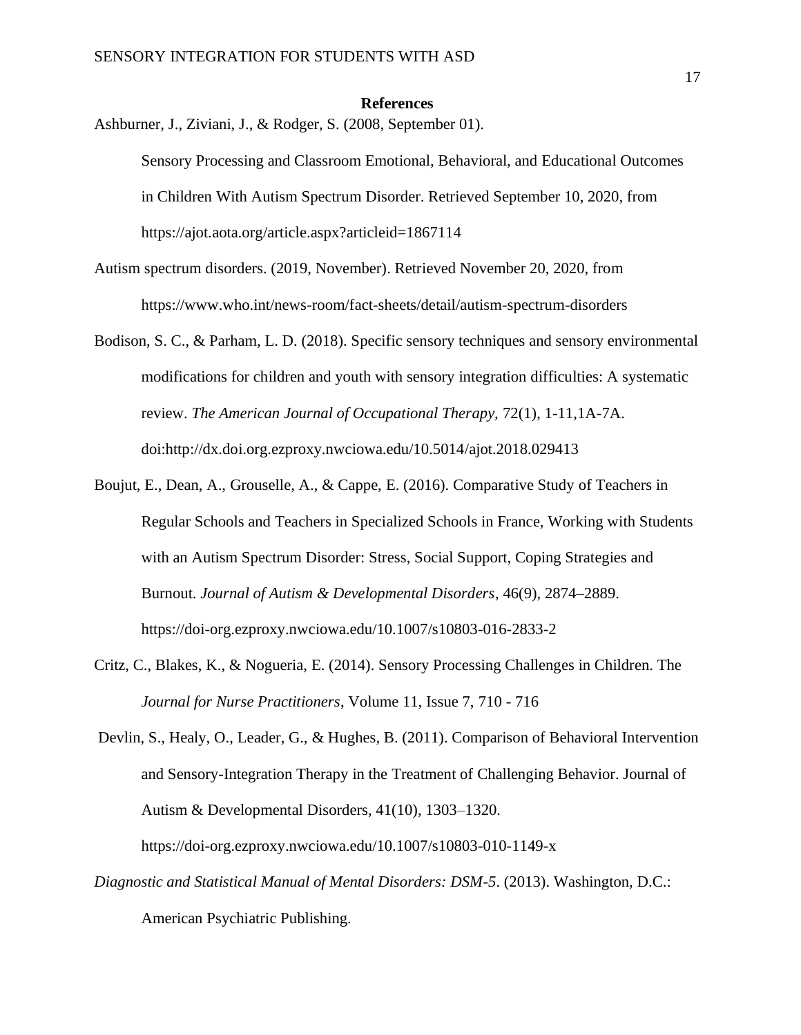**References**

Ashburner, J., Ziviani, J., & Rodger, S. (2008, September 01). Sensory Processing and Classroom Emotional, Behavioral, and Educational Outcomes in Children With Autism Spectrum Disorder. Retrieved September 10, 2020, from https://ajot.aota.org/article.aspx?articleid=1867114

Autism spectrum disorders. (2019, November). Retrieved November 20, 2020, from https://www.who.int/news-room/fact-sheets/detail/autism-spectrum-disorders

Bodison, S. C., & Parham, L. D. (2018). Specific sensory techniques and sensory environmental modifications for children and youth with sensory integration difficulties: A systematic review. *The American Journal of Occupational Therapy,* 72(1), 1-11,1A-7A. doi:http://dx.doi.org.ezproxy.nwciowa.edu/10.5014/ajot.2018.029413

Boujut, E., Dean, A., Grouselle, A., & Cappe, E. (2016). Comparative Study of Teachers in Regular Schools and Teachers in Specialized Schools in France, Working with Students with an Autism Spectrum Disorder: Stress, Social Support, Coping Strategies and Burnout. *Journal of Autism & Developmental Disorders*, 46(9), 2874–2889. https://doi-org.ezproxy.nwciowa.edu/10.1007/s10803-016-2833-2

Critz, C., Blakes, K., & Nogueria, E. (2014). Sensory Processing Challenges in Children. The *Journal for Nurse Practitioners*, Volume 11, Issue 7, 710 - 716

Devlin, S., Healy, O., Leader, G., & Hughes, B. (2011). Comparison of Behavioral Intervention and Sensory-Integration Therapy in the Treatment of Challenging Behavior. Journal of Autism & Developmental Disorders, 41(10), 1303–1320. https://doi-org.ezproxy.nwciowa.edu/10.1007/s10803-010-1149-x

*Diagnostic and Statistical Manual of Mental Disorders: DSM-5*. (2013). Washington, D.C.: American Psychiatric Publishing.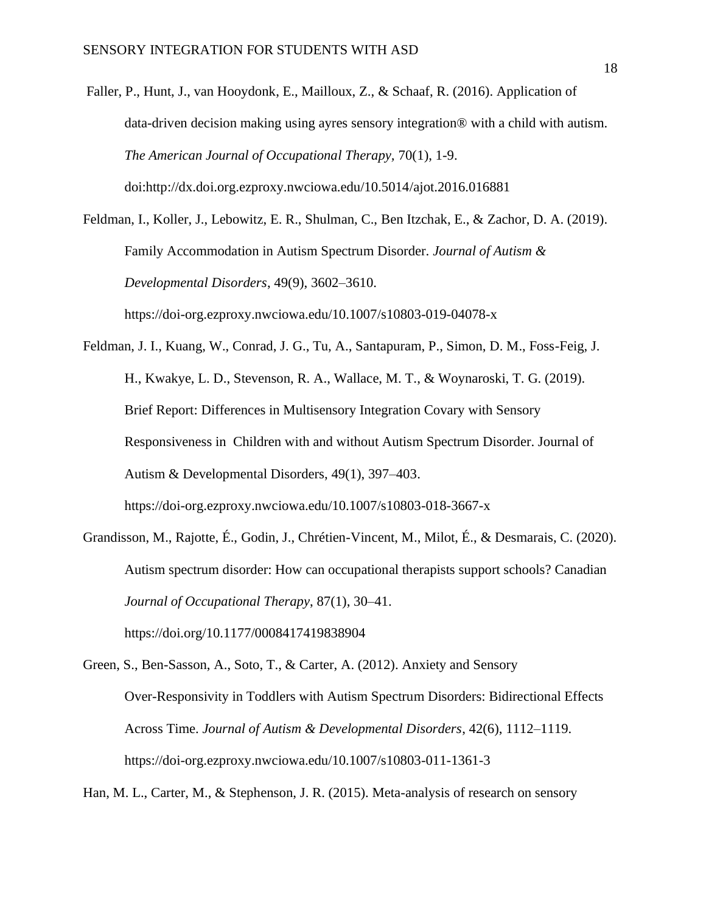Faller, P., Hunt, J., van Hooydonk, E., Mailloux, Z., & Schaaf, R. (2016). Application of data-driven decision making using ayres sensory integration® with a child with autism. *The American Journal of Occupational Therapy,* 70(1), 1-9. doi:http://dx.doi.org.ezproxy.nwciowa.edu/10.5014/ajot.2016.016881

Feldman, I., Koller, J., Lebowitz, E. R., Shulman, C., Ben Itzchak, E., & Zachor, D. A. (2019). Family Accommodation in Autism Spectrum Disorder. *Journal of Autism & Developmental Disorders*, 49(9), 3602–3610. https://doi-org.ezproxy.nwciowa.edu/10.1007/s10803-019-04078-x

Feldman, J. I., Kuang, W., Conrad, J. G., Tu, A., Santapuram, P., Simon, D. M., Foss-Feig, J. H., Kwakye, L. D., Stevenson, R. A., Wallace, M. T., & Woynaroski, T. G. (2019). Brief Report: Differences in Multisensory Integration Covary with Sensory Responsiveness in Children with and without Autism Spectrum Disorder. Journal of Autism & Developmental Disorders, 49(1), 397–403. https://doi-org.ezproxy.nwciowa.edu/10.1007/s10803-018-3667-x

Grandisson, M., Rajotte, É., Godin, J., Chrétien-Vincent, M., Milot, É., & Desmarais, C. (2020). Autism spectrum disorder: How can occupational therapists support schools? Canadian *Journal of Occupational Therapy*, 87(1), 30–41. https://doi.org/10.1177/0008417419838904

Green, S., Ben-Sasson, A., Soto, T., & Carter, A. (2012). Anxiety and Sensory Over-Responsivity in Toddlers with Autism Spectrum Disorders: Bidirectional Effects Across Time. *Journal of Autism & Developmental Disorders*, 42(6), 1112–1119. https://doi-org.ezproxy.nwciowa.edu/10.1007/s10803-011-1361-3

Han, M. L., Carter, M., & Stephenson, J. R. (2015). Meta-analysis of research on sensory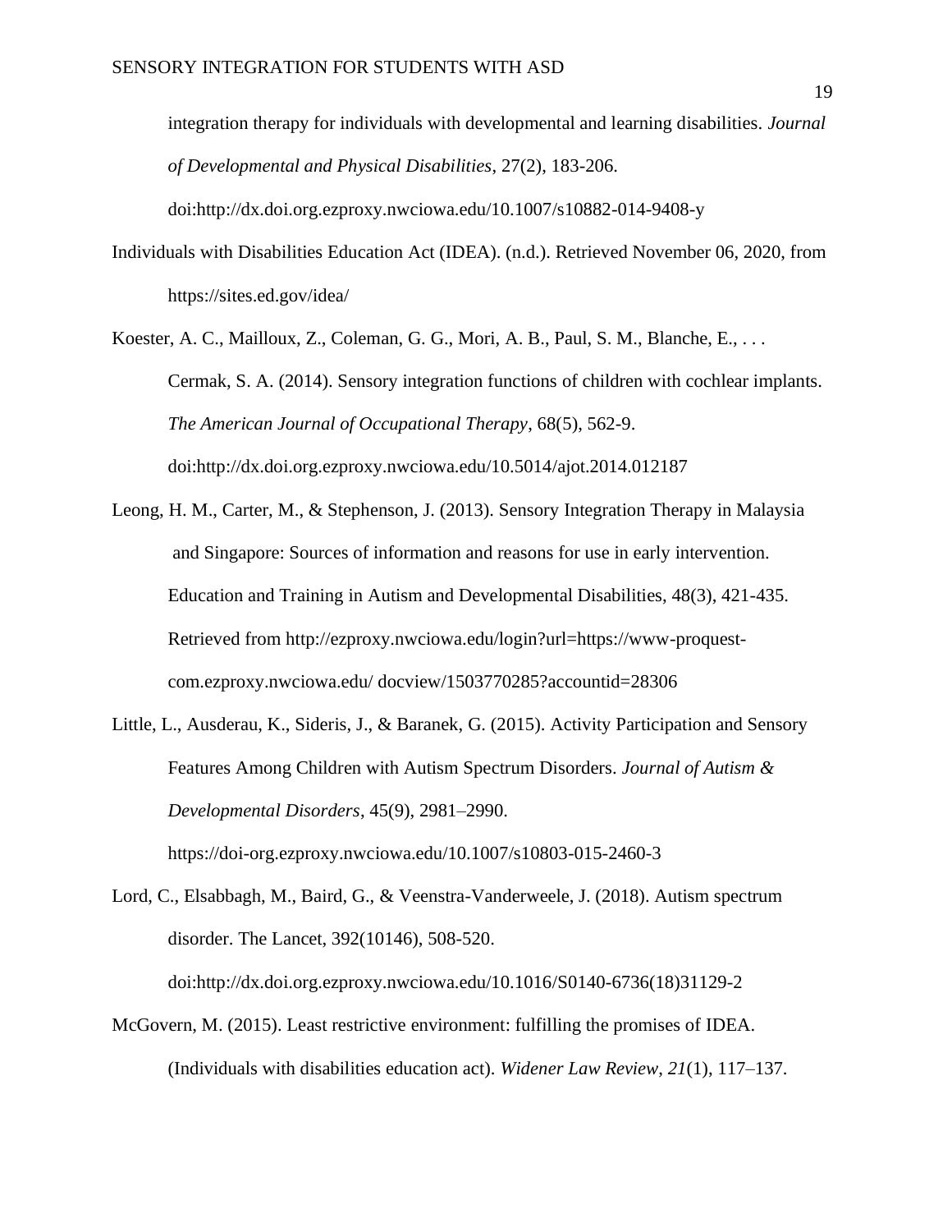integration therapy for individuals with developmental and learning disabilities. *Journal of Developmental and Physical Disabilities*, 27(2), 183-206. doi:http://dx.doi.org.ezproxy.nwciowa.edu/10.1007/s10882-014-9408-y

Individuals with Disabilities Education Act (IDEA). (n.d.). Retrieved November 06, 2020, from https://sites.ed.gov/idea/

Koester, A. C., Mailloux, Z., Coleman, G. G., Mori, A. B., Paul, S. M., Blanche, E., . . . Cermak, S. A. (2014). Sensory integration functions of children with cochlear implants. *The American Journal of Occupational Therapy*, 68(5), 562-9. doi:http://dx.doi.org.ezproxy.nwciowa.edu/10.5014/ajot.2014.012187

Leong, H. M., Carter, M., & Stephenson, J. (2013). Sensory Integration Therapy in Malaysia and Singapore: Sources of information and reasons for use in early intervention. Education and Training in Autism and Developmental Disabilities, 48(3), 421-435. Retrieved from http://ezproxy.nwciowa.edu/login?url=https://www-proquest-com.ezproxy.nwciowa.edu/ docview/1503770285?accountid=28306

Little, L., Ausderau, K., Sideris, J., & Baranek, G. (2015). Activity Participation and Sensory Features Among Children with Autism Spectrum Disorders. *Journal of Autism & Developmental Disorders*, 45(9), 2981–2990. https://doi-org.ezproxy.nwciowa.edu/10.1007/s10803-015-2460-3

Lord, C., Elsabbagh, M., Baird, G., & Veenstra-Vanderweele, J. (2018). Autism spectrum disorder. The Lancet, 392(10146), 508-520. doi:http://dx.doi.org.ezproxy.nwciowa.edu/10.1016/S0140-6736(18)31129-2

McGovern, M. (2015). Least restrictive environment: fulfilling the promises of IDEA. (Individuals with disabilities education act). *Widener Law Review*, *21*(1), 117–137.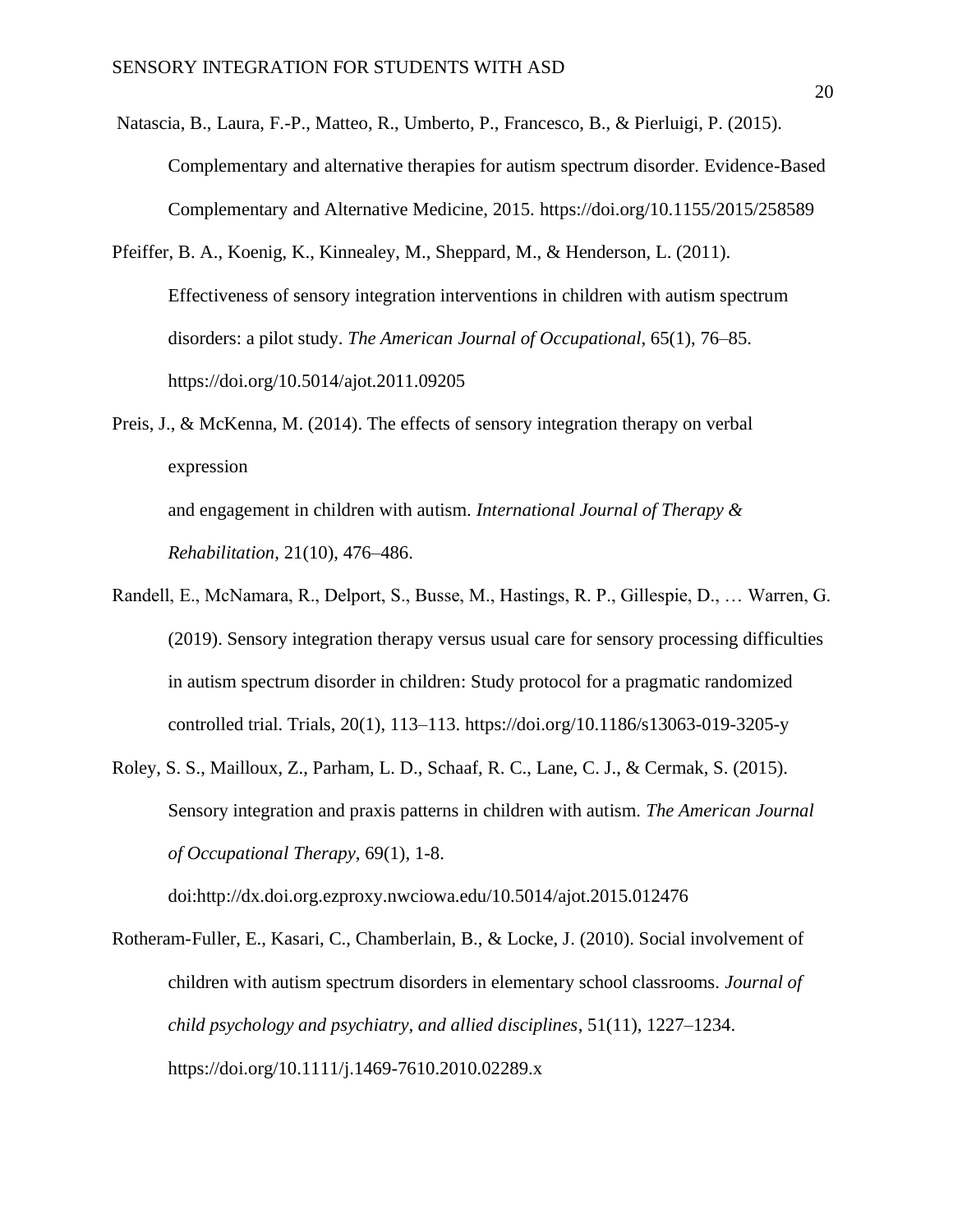Natascia, B., Laura, F.-P., Matteo, R., Umberto, P., Francesco, B., & Pierluigi, P. (2015). Complementary and alternative therapies for autism spectrum disorder. Evidence-Based Complementary and Alternative Medicine, 2015. https://doi.org/10.1155/2015/258589

Pfeiffer, B. A., Koenig, K., Kinnealey, M., Sheppard, M., & Henderson, L. (2011). Effectiveness of sensory integration interventions in children with autism spectrum disorders: a pilot study. *The American Journal of Occupational*, 65(1), 76–85. https://doi.org/10.5014/ajot.2011.09205

Preis, J., & McKenna, M. (2014). The effects of sensory integration therapy on verbal expression

and engagement in children with autism. *International Journal of Therapy & Rehabilitation*, 21(10), 476–486.

Randell, E., McNamara, R., Delport, S., Busse, M., Hastings, R. P., Gillespie, D., … Warren, G. (2019). Sensory integration therapy versus usual care for sensory processing difficulties in autism spectrum disorder in children: Study protocol for a pragmatic randomized controlled trial. Trials, 20(1), 113–113. https://doi.org/10.1186/s13063-019-3205-y

Roley, S. S., Mailloux, Z., Parham, L. D., Schaaf, R. C., Lane, C. J., & Cermak, S. (2015). Sensory integration and praxis patterns in children with autism. *The American Journal of Occupational Therapy*, 69(1), 1-8.

doi:http://dx.doi.org.ezproxy.nwciowa.edu/10.5014/ajot.2015.012476

Rotheram-Fuller, E., Kasari, C., Chamberlain, B., & Locke, J. (2010). Social involvement of children with autism spectrum disorders in elementary school classrooms. *Journal of child psychology and psychiatry, and allied disciplines*, 51(11), 1227–1234. https://doi.org/10.1111/j.1469-7610.2010.02289.x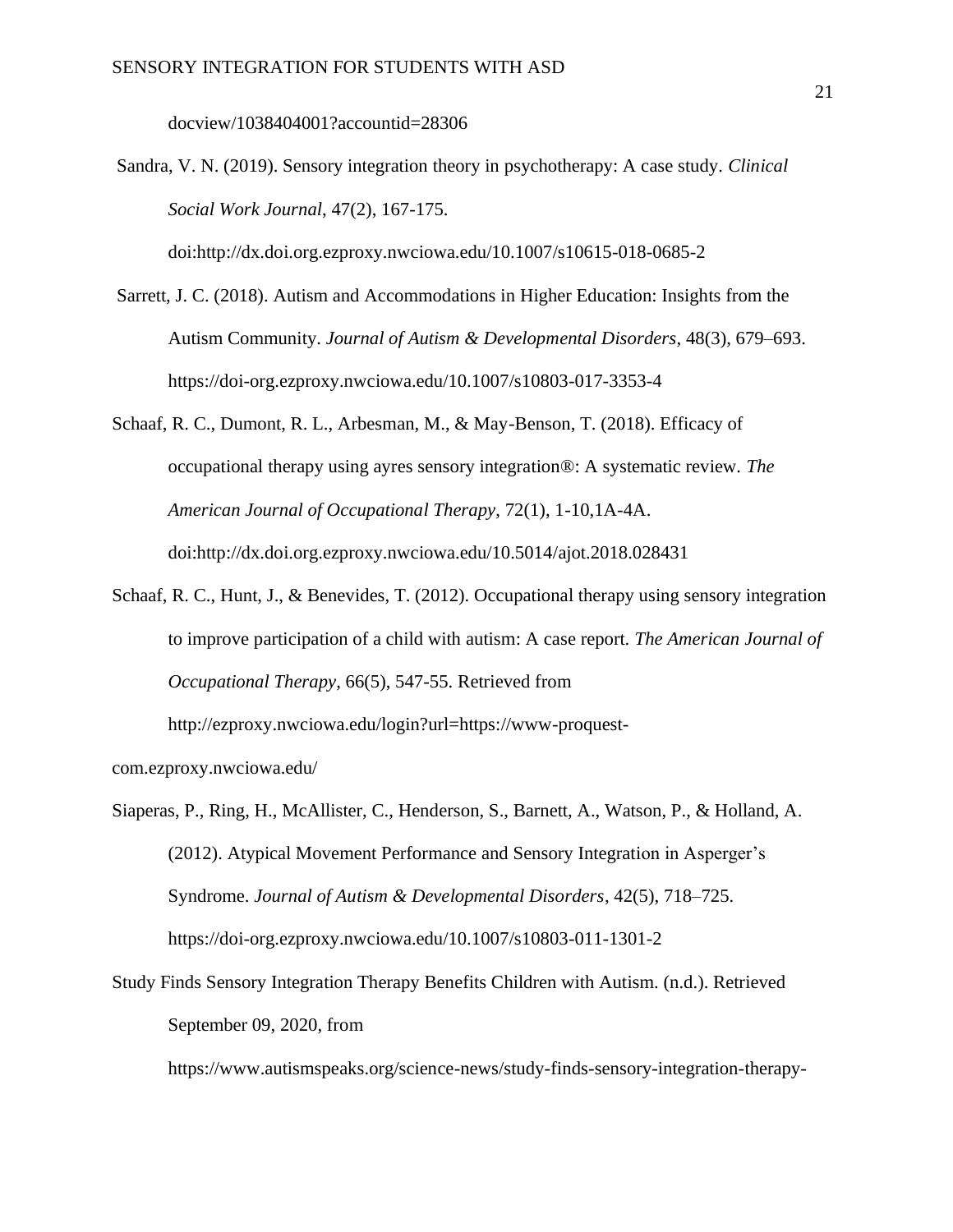docview/1038404001?accountid=28306

Sandra, V. N. (2019). Sensory integration theory in psychotherapy: A case study. *Clinical Social Work Journal*, 47(2), 167-175. doi:http://dx.doi.org.ezproxy.nwciowa.edu/10.1007/s10615-018-0685-2

Sarrett, J. C. (2018). Autism and Accommodations in Higher Education: Insights from the Autism Community. *Journal of Autism & Developmental Disorders*, 48(3), 679–693. https://doi-org.ezproxy.nwciowa.edu/10.1007/s10803-017-3353-4

Schaaf, R. C., Dumont, R. L., Arbesman, M., & May-Benson, T. (2018). Efficacy of occupational therapy using ayres sensory integration®: A systematic review. *The American Journal of Occupational Therapy*, 72(1), 1-10,1A-4A. doi:http://dx.doi.org.ezproxy.nwciowa.edu/10.5014/ajot.2018.028431

Schaaf, R. C., Hunt, J., & Benevides, T. (2012). Occupational therapy using sensory integration to improve participation of a child with autism: A case report. *The American Journal of Occupational Therapy*, 66(5), 547-55. Retrieved from http://ezproxy.nwciowa.edu/login?url=https://www-proquest-com.ezproxy.nwciowa.edu/

Siaperas, P., Ring, H., McAllister, C., Henderson, S., Barnett, A., Watson, P., & Holland, A. (2012). Atypical Movement Performance and Sensory Integration in Asperger's Syndrome. *Journal of Autism & Developmental Disorders*, 42(5), 718–725. https://doi-org.ezproxy.nwciowa.edu/10.1007/s10803-011-1301-2

Study Finds Sensory Integration Therapy Benefits Children with Autism. (n.d.). Retrieved September 09, 2020, from https://www.autismspeaks.org/science-news/study-finds-sensory-integration-therapy-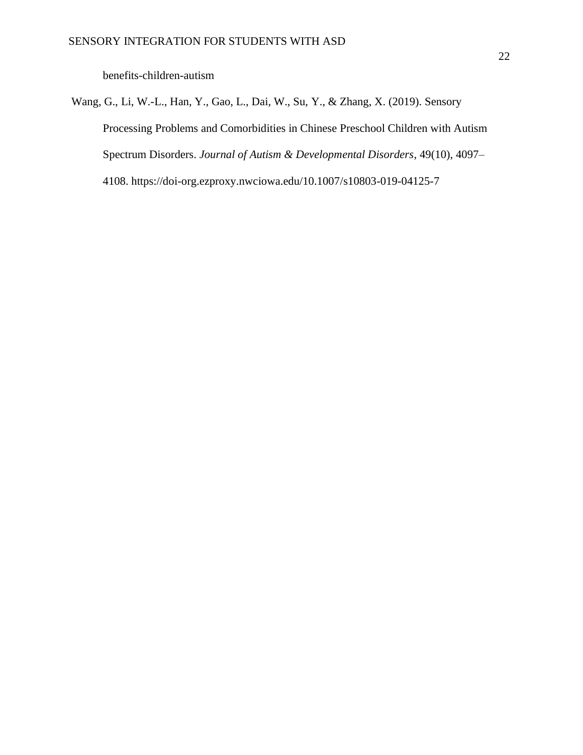benefits-children-autism

Wang, G., Li, W.-L., Han, Y., Gao, L., Dai, W., Su, Y., & Zhang, X. (2019). Sensory Processing Problems and Comorbidities in Chinese Preschool Children with Autism Spectrum Disorders. *Journal of Autism & Developmental Disorders*, 49(10), 4097–4108. https://doi-org.ezproxy.nwciowa.edu/10.1007/s10803-019-04125-7